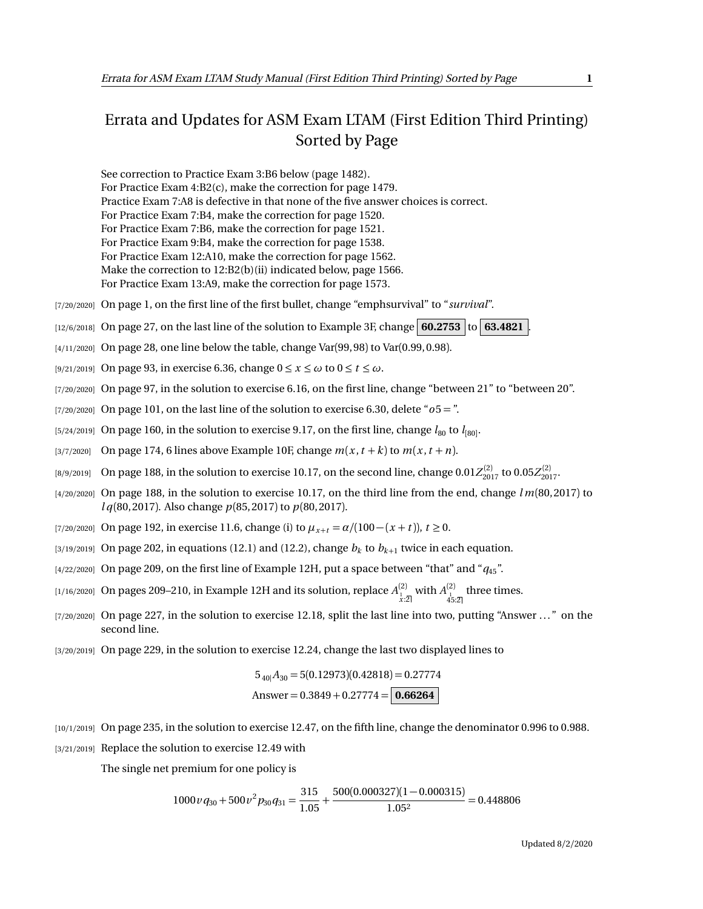# Errata and Updates for ASM Exam LTAM (First Edition Third Printing) Sorted by Page

See correction to Practice Exam 3:B6 below (page 1482).
For Practice Exam 4:B2(c), make the correction for page 1479.
Practice Exam 7:A8 is defective in that none of the five answer choices is correct.
For Practice Exam 7:B4, make the correction for page 1520.
For Practice Exam 7:B6, make the correction for page 1521.
For Practice Exam 9:B4, make the correction for page 1538.
For Practice Exam 12:A10, make the correction for page 1562.
Make the correction to 12:B2(b)(ii) indicated below, page 1566.
For Practice Exam 13:A9, make the correction for page 1573.

[7/20/2020] On page 1, on the first line of the first bullet, change "emphsurvival" to "*survival*".

[12/6/2018] On page 27, on the last line of the solution to Example 3F, change $\boxed{\mathbf{60.2753}}$ to $\boxed{\mathbf{63.4821}}$.

[4/11/2020] On page 28, one line below the table, change $\text{Var}(99,98)$ to $\text{Var}(0.99,0.98)$.

[9/21/2019] On page 93, in exercise 6.36, change $0 \le x \le \omega$ to $0 \le t \le \omega$.

[7/20/2020] On page 97, in the solution to exercise 6.16, on the first line, change "between 21" to "between 20".

[7/20/2020] On page 101, on the last line of the solution to exercise 6.30, delete "$o5 =$".

[5/24/2019] On page 160, in the solution to exercise 9.17, on the first line, change $l_{80}$ to $l_{[80]}$.

[3/7/2020] On page 174, 6 lines above Example 10F, change $m(x, t+k)$ to $m(x, t+n)$.

[8/9/2019] On page 188, in the solution to exercise 10.17, on the second line, change $0.01Z^{(2)}_{2017}$ to $0.05Z^{(2)}_{2017}$.

[4/20/2020] On page 188, in the solution to exercise 10.17, on the third line from the end, change $l\,m(80,2017)$ to $l\,q(80,2017)$. Also change $p(85,2017)$ to $p(80,2017)$.

[7/20/2020] On page 192, in exercise 11.6, change (i) to $\mu_{x+t} = \alpha/(100-(x+t))$, $t \ge 0$.

[3/19/2019] On page 202, in equations (12.1) and (12.2), change $b_k$ to $b_{k+1}$ twice in each equation.

[4/22/2020] On page 209, on the first line of Example 12H, put a space between "that" and "$q_{45}$".

[1/16/2020] On pages 209–210, in Example 12H and its solution, replace $A^{(2)}_{\substack{1\\x:\overline{2}|}}$ with $A^{(2)}_{\substack{1\\45:\overline{2}|}}$ three times.

[7/20/2020] On page 227, in the solution to exercise 12.18, split the last line into two, putting "Answer ..." on the second line.

[3/20/2019] On page 229, in the solution to exercise 12.24, change the last two displayed lines to

$$5\,{}_{40|}A_{30} = 5(0.12973)(0.42818) = 0.27774$$
$$\text{Answer} = 0.3849 + 0.27774 = \boxed{\mathbf{0.66264}}$$

[10/1/2019] On page 235, in the solution to exercise 12.47, on the fifth line, change the denominator 0.996 to 0.988.

[3/21/2019] Replace the solution to exercise 12.49 with

The single net premium for one policy is

$$1000\,v\,q_{30} + 500\,v^2\,p_{30}\,q_{31} = \frac{315}{1.05} + \frac{500(0.000327)(1-0.000315)}{1.05^2} = 0.448806$$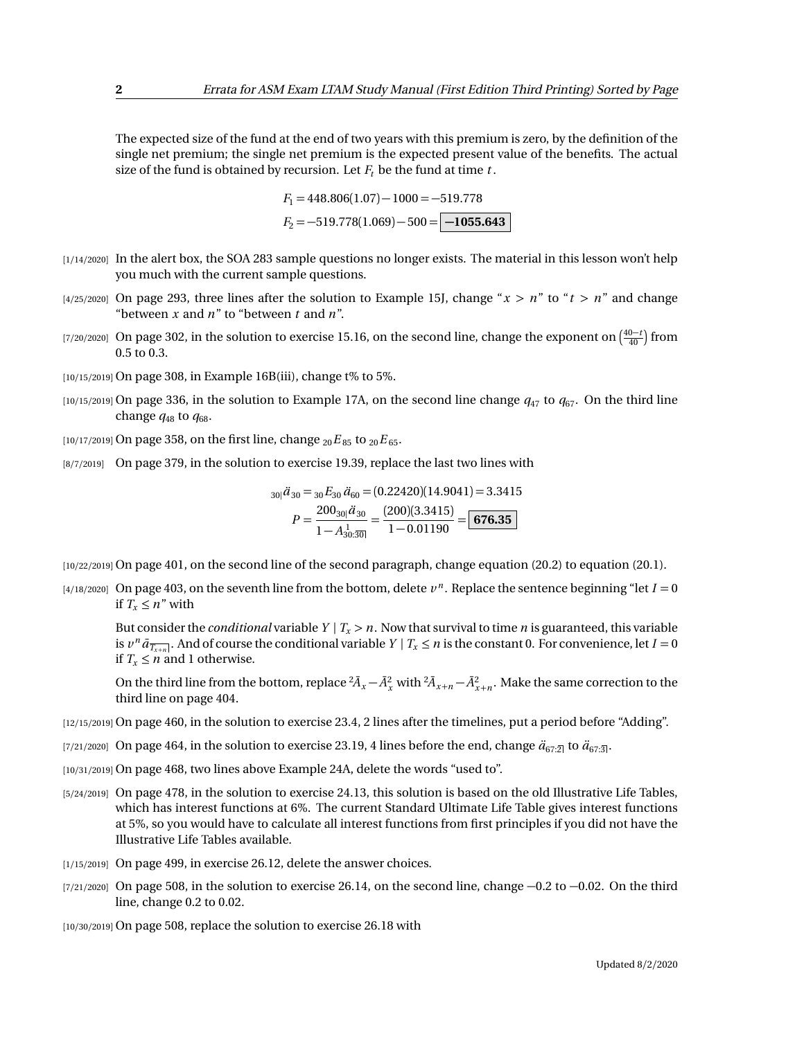The expected size of the fund at the end of two years with this premium is zero, by the definition of the single net premium; the single net premium is the expected present value of the benefits. The actual size of the fund is obtained by recursion. Let $F_t$ be the fund at time $t$.

$$F_1 = 448.806(1.07) - 1000 = -519.778$$
$$F_2 = -519.778(1.069) - 500 = \boxed{\mathbf{-1055.643}}$$

[1/14/2020] In the alert box, the SOA 283 sample questions no longer exists. The material in this lesson won't help you much with the current sample questions.

[4/25/2020] On page 293, three lines after the solution to Example 15J, change "$x > n$" to "$t > n$" and change "between $x$ and $n$" to "between $t$ and $n$".

[7/20/2020] On page 302, in the solution to exercise 15.16, on the second line, change the exponent on $\left(\frac{40-t}{40}\right)$ from 0.5 to 0.3.

[10/15/2019] On page 308, in Example 16B(iii), change t% to 5%.

[10/15/2019] On page 336, in the solution to Example 17A, on the second line change $q_{47}$ to $q_{67}$. On the third line change $q_{48}$ to $q_{68}$.

[10/17/2019] On page 358, on the first line, change ${}_{20}E_{85}$ to ${}_{20}E_{65}$.

[8/7/2019] On page 379, in the solution to exercise 19.39, replace the last two lines with

$${}_{30|}\ddot{a}_{30} = {}_{30}E_{30}\,\ddot{a}_{60} = (0.22420)(14.9041) = 3.3415$$
$$P = \frac{200\,{}_{30|}\ddot{a}_{30}}{1 - A^{\,1}_{30:\overline{30}|}} = \frac{(200)(3.3415)}{1 - 0.01190} = \boxed{\mathbf{676.35}}$$

[10/22/2019] On page 401, on the second line of the second paragraph, change equation (20.2) to equation (20.1).

[4/18/2020] On page 403, on the seventh line from the bottom, delete $v^n$. Replace the sentence beginning "let $I = 0$ if $T_x \le n$" with

> But consider the *conditional* variable $Y \mid T_x > n$. Now that survival to time $n$ is guaranteed, this variable is $v^n \bar{a}_{\overline{T_{x+n}}|}$. And of course the conditional variable $Y \mid T_x \le n$ is the constant 0. For convenience, let $I = 0$ if $T_x \le n$ and 1 otherwise.
>
> On the third line from the bottom, replace ${}^2\bar{A}_x - \bar{A}_x^2$ with ${}^2\bar{A}_{x+n} - \bar{A}_{x+n}^2$. Make the same correction to the third line on page 404.

[12/15/2019] On page 460, in the solution to exercise 23.4, 2 lines after the timelines, put a period before "Adding".

[7/21/2020] On page 464, in the solution to exercise 23.19, 4 lines before the end, change $\ddot{a}_{67:\overline{2}|}$ to $\ddot{a}_{67:\overline{3}|}$.

[10/31/2019] On page 468, two lines above Example 24A, delete the words "used to".

[5/24/2019] On page 478, in the solution to exercise 24.13, this solution is based on the old Illustrative Life Tables, which has interest functions at 6%. The current Standard Ultimate Life Table gives interest functions at 5%, so you would have to calculate all interest functions from first principles if you did not have the Illustrative Life Tables available.

[1/15/2019] On page 499, in exercise 26.12, delete the answer choices.

[7/21/2020] On page 508, in the solution to exercise 26.14, on the second line, change −0.2 to −0.02. On the third line, change 0.2 to 0.02.

[10/30/2019] On page 508, replace the solution to exercise 26.18 with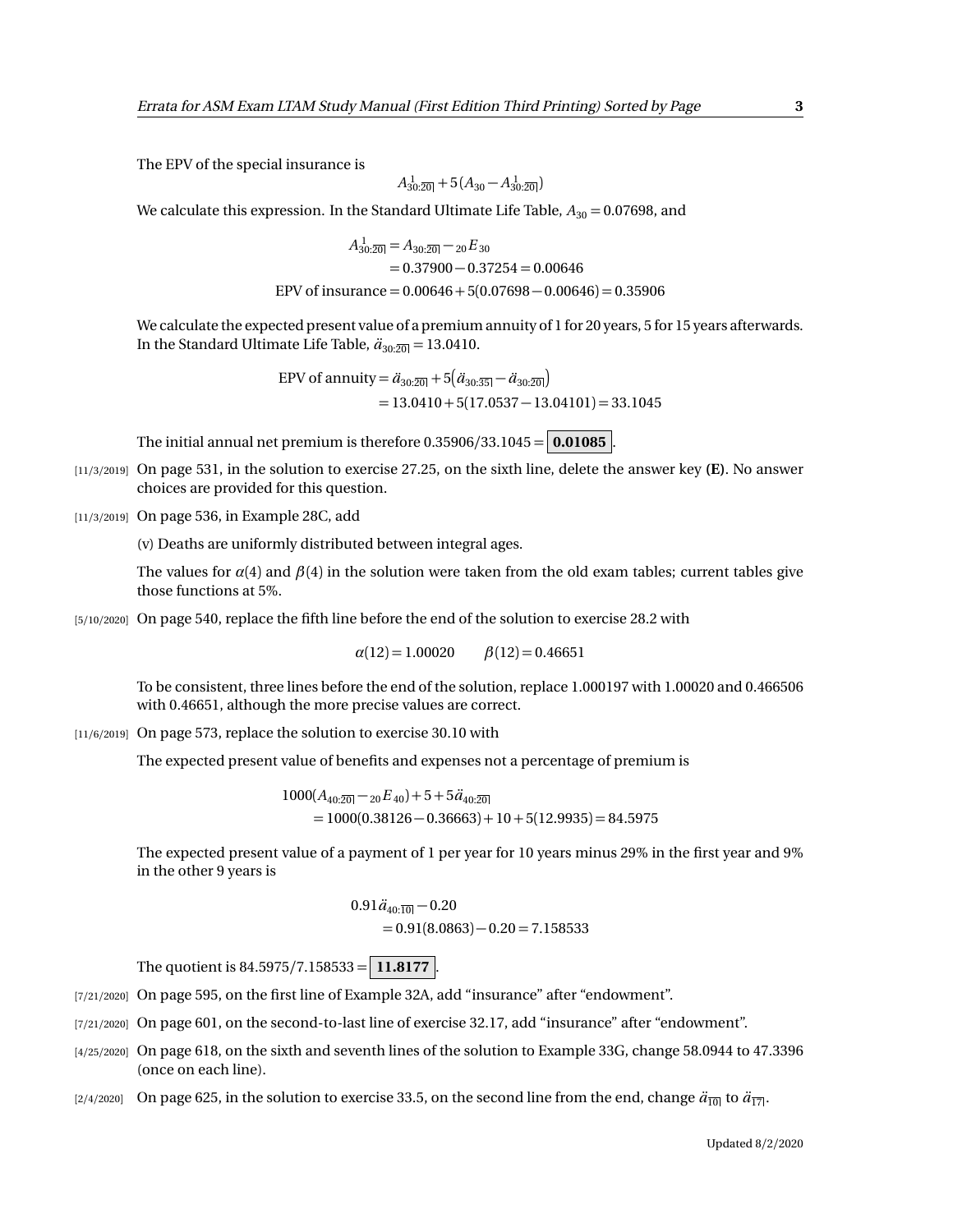The EPV of the special insurance is

$$A^{\,1}_{30:\overline{20|}} + 5\left(A_{30} - A^{\,1}_{30:\overline{20|}}\right)$$

We calculate this expression. In the Standard Ultimate Life Table, $A_{30} = 0.07698$, and

$$\begin{aligned}
A^{\,1}_{30:\overline{20|}} &= A_{30:\overline{20|}} - {}_{20}E_{30} \\
&= 0.37900 - 0.37254 = 0.00646 \\
\text{EPV of insurance} &= 0.00646 + 5(0.07698 - 0.00646) = 0.35906
\end{aligned}$$

We calculate the expected present value of a premium annuity of 1 for 20 years, 5 for 15 years afterwards. In the Standard Ultimate Life Table, $\ddot{a}_{30:\overline{20|}} = 13.0410$.

$$\begin{aligned}
\text{EPV of annuity} &= \ddot{a}_{30:\overline{20|}} + 5\left(\ddot{a}_{30:\overline{35|}} - \ddot{a}_{30:\overline{20|}}\right) \\
&= 13.0410 + 5(17.0537 - 13.04101) = 33.1045
\end{aligned}$$

The initial annual net premium is therefore $0.35906/33.1045 = \boxed{\mathbf{0.01085}}$.

[11/3/2019] On page 531, in the solution to exercise 27.25, on the sixth line, delete the answer key **(E)**. No answer choices are provided for this question.

[11/3/2019] On page 536, in Example 28C, add

(v) Deaths are uniformly distributed between integral ages.

The values for $\alpha(4)$ and $\beta(4)$ in the solution were taken from the old exam tables; current tables give those functions at 5%.

[5/10/2020] On page 540, replace the fifth line before the end of the solution to exercise 28.2 with

$$\alpha(12) = 1.00020 \qquad \beta(12) = 0.46651$$

To be consistent, three lines before the end of the solution, replace 1.000197 with 1.00020 and 0.466506 with 0.46651, although the more precise values are correct.

[11/6/2019] On page 573, replace the solution to exercise 30.10 with

The expected present value of benefits and expenses not a percentage of premium is

$$\begin{aligned}
&1000\left(A_{40:\overline{20|}} - {}_{20}E_{40}\right) + 5 + 5\ddot{a}_{40:\overline{20|}} \\
&\quad = 1000(0.38126 - 0.36663) + 10 + 5(12.9935) = 84.5975
\end{aligned}$$

The expected present value of a payment of 1 per year for 10 years minus 29% in the first year and 9% in the other 9 years is

$$\begin{aligned}
&0.91\ddot{a}_{40:\overline{10|}} - 0.20 \\
&\quad = 0.91(8.0863) - 0.20 = 7.158533
\end{aligned}$$

The quotient is $84.5975/7.158533 = \boxed{\mathbf{11.8177}}$.

[7/21/2020] On page 595, on the first line of Example 32A, add "insurance" after "endowment".

[7/21/2020] On page 601, on the second-to-last line of exercise 32.17, add "insurance" after "endowment".

[4/25/2020] On page 618, on the sixth and seventh lines of the solution to Example 33G, change 58.0944 to 47.3396 (once on each line).

[2/4/2020] On page 625, in the solution to exercise 33.5, on the second line from the end, change $\ddot{a}_{\overline{10|}}$ to $\ddot{a}_{\overline{17|}}$.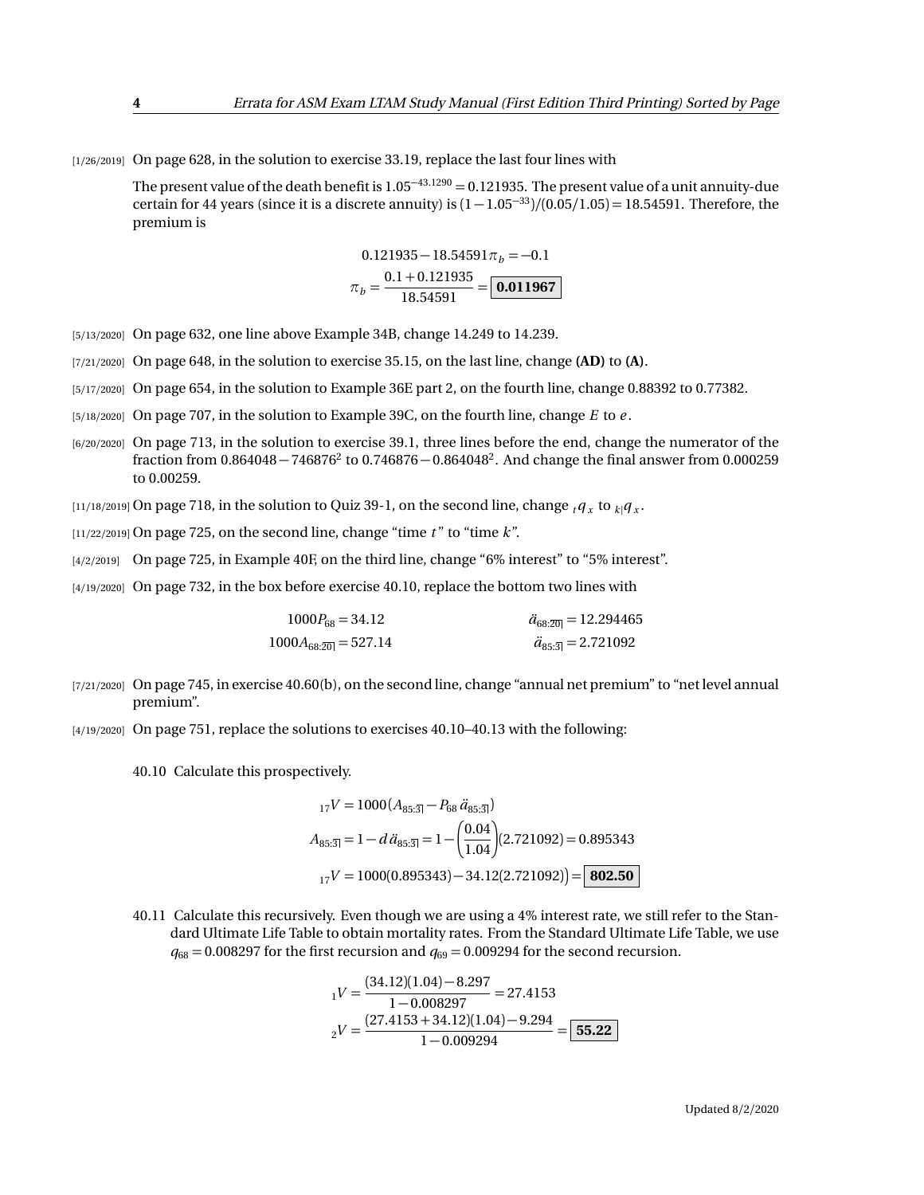[1/26/2019] On page 628, in the solution to exercise 33.19, replace the last four lines with

The present value of the death benefit is $1.05^{-43.1290} = 0.121935$. The present value of a unit annuity-due certain for 44 years (since it is a discrete annuity) is $(1 - 1.05^{-33})/(0.05/1.05) = 18.54591$. Therefore, the premium is

$$0.121935 - 18.54591\pi_b = -0.1$$
$$\pi_b = \frac{0.1 + 0.121935}{18.54591} = \boxed{\mathbf{0.011967}}$$

[5/13/2020] On page 632, one line above Example 34B, change 14.249 to 14.239.

[7/21/2020] On page 648, in the solution to exercise 35.15, on the last line, change **(AD)** to **(A)**.

[5/17/2020] On page 654, in the solution to Example 36E part 2, on the fourth line, change 0.88392 to 0.77382.

[5/18/2020] On page 707, in the solution to Example 39C, on the fourth line, change $E$ to $e$.

[6/20/2020] On page 713, in the solution to exercise 39.1, three lines before the end, change the numerator of the fraction from $0.864048 - 746876^2$ to $0.746876 - 0.864048^2$. And change the final answer from 0.000259 to 0.00259.

[11/18/2019] On page 718, in the solution to Quiz 39-1, on the second line, change ${}_tq_x$ to ${}_{k|}q_x$.

[11/22/2019] On page 725, on the second line, change "time $t$" to "time $k$".

[4/2/2019] On page 725, in Example 40F, on the third line, change "6% interest" to "5% interest".

[4/19/2020] On page 732, in the box before exercise 40.10, replace the bottom two lines with

$$1000P_{68} = 34.12 \qquad \ddot{a}_{68:\overline{20|}} = 12.294465$$
$$1000A_{68:\overline{20|}} = 527.14 \qquad \ddot{a}_{85:\overline{3|}} = 2.721092$$

[7/21/2020] On page 745, in exercise 40.60(b), on the second line, change "annual net premium" to "net level annual premium".

[4/19/2020] On page 751, replace the solutions to exercises 40.10–40.13 with the following:

40.10 Calculate this prospectively.

$${}_{17}V = 1000\left(A_{85:\overline{3|}} - P_{68}\,\ddot{a}_{85:\overline{3|}}\right)$$
$$A_{85:\overline{3|}} = 1 - d\,\ddot{a}_{85:\overline{3|}} = 1 - \left(\frac{0.04}{1.04}\right)(2.721092) = 0.895343$$
$${}_{17}V = 1000(0.895343) - 34.12(2.721092)\big) = \boxed{\mathbf{802.50}}$$

40.11 Calculate this recursively. Even though we are using a 4% interest rate, we still refer to the Standard Ultimate Life Table to obtain mortality rates. From the Standard Ultimate Life Table, we use $q_{68} = 0.008297$ for the first recursion and $q_{69} = 0.009294$ for the second recursion.

$${}_1V = \frac{(34.12)(1.04) - 8.297}{1 - 0.008297} = 27.4153$$
$${}_2V = \frac{(27.4153 + 34.12)(1.04) - 9.294}{1 - 0.009294} = \boxed{\mathbf{55.22}}$$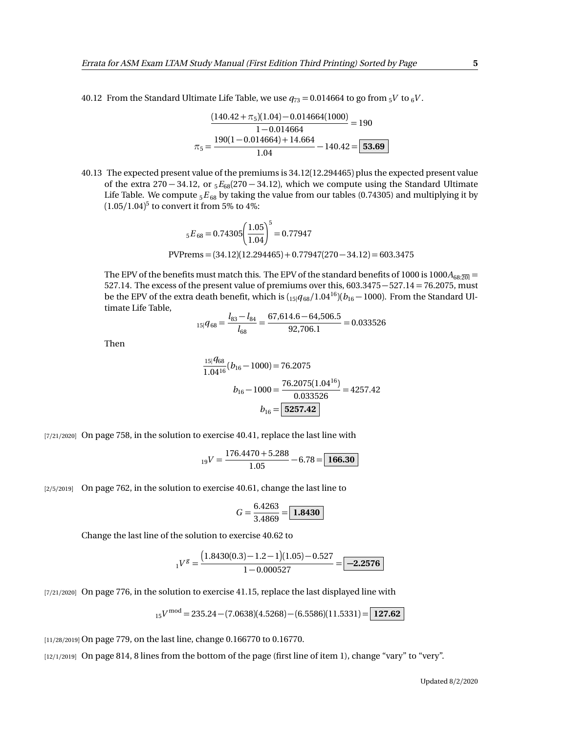40.12 From the Standard Ultimate Life Table, we use $q_{73} = 0.014664$ to go from ${}_5V$ to ${}_6V$.

$$\frac{(140.42 + \pi_5)(1.04) - 0.014664(1000)}{1 - 0.014664} = 190$$
$$\pi_5 = \frac{190(1 - 0.014664) + 14.664}{1.04} - 140.42 = \boxed{\mathbf{53.69}}$$

40.13 The expected present value of the premiums is 34.12(12.294465) plus the expected present value of the extra $270 - 34.12$, or ${}_5E_{68}(270 - 34.12)$, which we compute using the Standard Ultimate Life Table. We compute ${}_5E_{68}$ by taking the value from our tables (0.74305) and multiplying it by $(1.05/1.04)^5$ to convert it from 5% to 4%:

$${}_5E_{68} = 0.74305\left(\frac{1.05}{1.04}\right)^5 = 0.77947$$
$$\text{PVPrems} = (34.12)(12.294465) + 0.77947(270 - 34.12) = 603.3475$$

The EPV of the benefits must match this. The EPV of the standard benefits of 1000 is $1000A_{68:\overline{20}|} = 527.14$. The excess of the present value of premiums over this, $603.3475 - 527.14 = 76.2075$, must be the EPV of the extra death benefit, which is $({}_{15|}q_{68}/1.04^{16})(b_{16} - 1000)$. From the Standard Ultimate Life Table,

$${}_{15|}q_{68} = \frac{l_{83} - l_{84}}{l_{68}} = \frac{67{,}614.6 - 64{,}506.5}{92{,}706.1} = 0.033526$$

Then

$$\frac{{}_{15|}q_{68}}{1.04^{16}}(b_{16} - 1000) = 76.2075$$
$$b_{16} - 1000 = \frac{76.2075(1.04^{16})}{0.033526} = 4257.42$$
$$b_{16} = \boxed{\mathbf{5257.42}}$$

[7/21/2020] On page 758, in the solution to exercise 40.41, replace the last line with

$${}_{19}V = \frac{176.4470 + 5.288}{1.05} - 6.78 = \boxed{\mathbf{166.30}}$$

[2/5/2019] On page 762, in the solution to exercise 40.61, change the last line to

$$G = \frac{6.4263}{3.4869} = \boxed{\mathbf{1.8430}}$$

Change the last line of the solution to exercise 40.62 to

$${}_1V^g = \frac{\big(1.8430(0.3) - 1.2 - 1\big)(1.05) - 0.527}{1 - 0.000527} = \boxed{\mathbf{-2.2576}}$$

[7/21/2020] On page 776, in the solution to exercise 41.15, replace the last displayed line with

$${}_{15}V^{\text{mod}} = 235.24 - (7.0638)(4.5268) - (6.5586)(11.5331) = \boxed{\mathbf{127.62}}$$

[11/28/2019] On page 779, on the last line, change 0.166770 to 0.16770.

[12/1/2019] On page 814, 8 lines from the bottom of the page (first line of item 1), change "vary" to "very".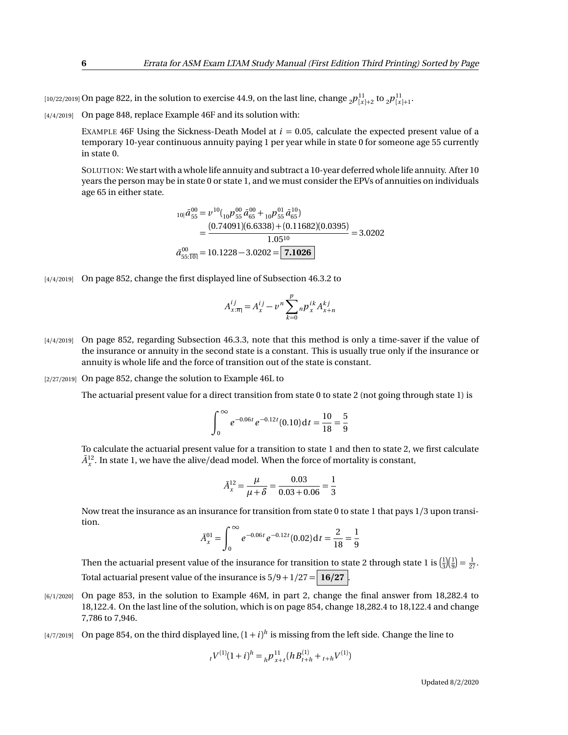[10/22/2019] On page 822, in the solution to exercise 44.9, on the last line, change ${}_2p^{11}_{[x]+2}$ to ${}_2p^{11}_{[x]+1}$.

[4/4/2019] On page 848, replace Example 46F and its solution with:

EXAMPLE 46F Using the Sickness-Death Model at $i = 0.05$, calculate the expected present value of a temporary 10-year continuous annuity paying 1 per year while in state 0 for someone age 55 currently in state 0.

SOLUTION: We start with a whole life annuity and subtract a 10-year deferred whole life annuity. After 10 years the person may be in state 0 or state 1, and we must consider the EPVs of annuities on individuals age 65 in either state.

$$
\begin{aligned}
{}_{10|}\bar{a}^{00}_{55} &= v^{10}\left({}_{10}p^{00}_{55}\,\bar{a}^{00}_{65} + {}_{10}p^{01}_{55}\,\bar{a}^{10}_{65}\right) \\
&= \frac{(0.74091)(6.6338) + (0.11682)(0.0395)}{1.05^{10}} = 3.0202 \\
\bar{a}^{00}_{55:\overline{10|}} &= 10.1228 - 3.0202 = \boxed{\mathbf{7.1026}}
\end{aligned}
$$

[4/4/2019] On page 852, change the first displayed line of Subsection 46.3.2 to

$$
A^{ij}_{x:\overline{n|}} = A^{ij}_x - v^n \sum_{k=0}^{p} {}_np^{ik}_x\,A^{kj}_{x+n}
$$

[4/4/2019] On page 852, regarding Subsection 46.3.3, note that this method is only a time-saver if the value of the insurance or annuity in the second state is a constant. This is usually true only if the insurance or annuity is whole life and the force of transition out of the state is constant.

[2/27/2019] On page 852, change the solution to Example 46L to

The actuarial present value for a direct transition from state 0 to state 2 (not going through state 1) is

$$
\int_0^\infty e^{-0.06t}e^{-0.12t}(0.10)\,dt = \frac{10}{18} = \frac{5}{9}
$$

To calculate the actuarial present value for a transition to state 1 and then to state 2, we first calculate $\bar{A}^{12}_x$. In state 1, we have the alive/dead model. When the force of mortality is constant,

$$
\bar{A}^{12}_x = \frac{\mu}{\mu+\delta} = \frac{0.03}{0.03+0.06} = \frac{1}{3}
$$

Now treat the insurance as an insurance for transition from state 0 to state 1 that pays 1/3 upon transition.

$$
\bar{A}^{01}_x = \int_0^\infty e^{-0.06t}e^{-0.12t}(0.02)\,dt = \frac{2}{18} = \frac{1}{9}
$$

Then the actuarial present value of the insurance for transition to state 2 through state 1 is $\left(\frac{1}{3}\right)\left(\frac{1}{9}\right) = \frac{1}{27}$. Total actuarial present value of the insurance is $5/9 + 1/27 = \boxed{\mathbf{16/27}}$.

[6/1/2020] On page 853, in the solution to Example 46M, in part 2, change the final answer from 18,282.4 to 18,122.4. On the last line of the solution, which is on page 854, change 18,282.4 to 18,122.4 and change 7,786 to 7,946.

[4/7/2019] On page 854, on the third displayed line, $(1+i)^h$ is missing from the left side. Change the line to

$$
{}_tV^{(1)}(1+i)^h = {}_hp^{11}_{x+t}\left(hB^{(1)}_{t+h} + {}_{t+h}V^{(1)}\right)
$$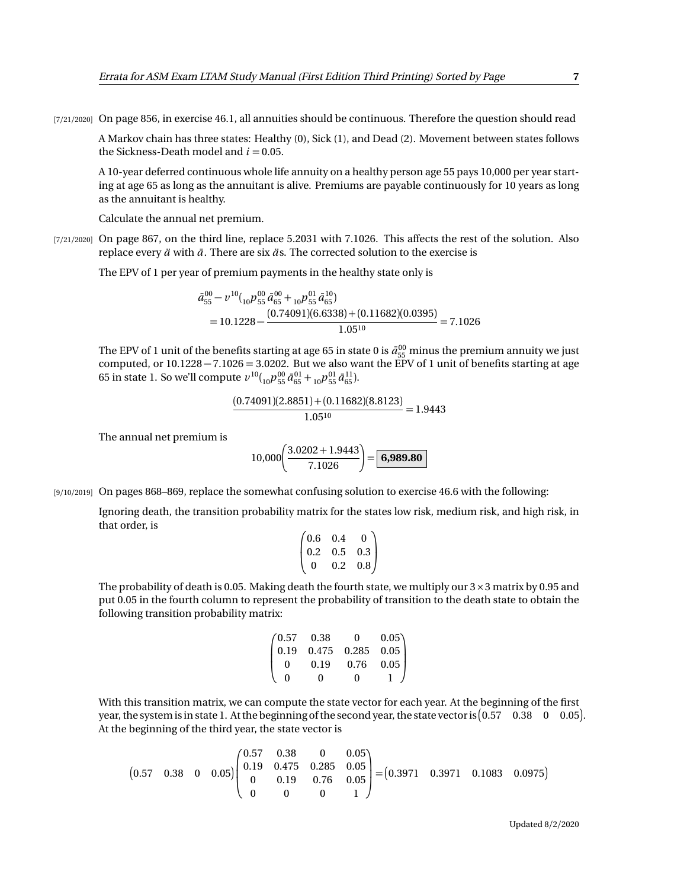[7/21/2020] On page 856, in exercise 46.1, all annuities should be continuous. Therefore the question should read

A Markov chain has three states: Healthy (0), Sick (1), and Dead (2). Movement between states follows the Sickness-Death model and $i = 0.05$.

A 10-year deferred continuous whole life annuity on a healthy person age 55 pays 10,000 per year starting at age 65 as long as the annuitant is alive. Premiums are payable continuously for 10 years as long as the annuitant is healthy.

Calculate the annual net premium.

[7/21/2020] On page 867, on the third line, replace 5.2031 with 7.1026. This affects the rest of the solution. Also replace every $\ddot{a}$ with $\bar{a}$. There are six $\ddot{a}$s. The corrected solution to the exercise is

The EPV of 1 per year of premium payments in the healthy state only is

$$\begin{aligned}
&\bar{a}_{55}^{00} - v^{10}\left({}_{10}p_{55}^{00}\,\bar{a}_{65}^{00} + {}_{10}p_{55}^{01}\,\bar{a}_{65}^{10}\right) \\
&= 10.1228 - \frac{(0.74091)(6.6338) + (0.11682)(0.0395)}{1.05^{10}} = 7.1026
\end{aligned}$$

The EPV of 1 unit of the benefits starting at age 65 in state 0 is $\bar{a}_{55}^{00}$ minus the premium annuity we just computed, or $10.1228 - 7.1026 = 3.0202$. But we also want the EPV of 1 unit of benefits starting at age 65 in state 1. So we'll compute $v^{10}\left({}_{10}p_{55}^{00}\,\bar{a}_{65}^{01} + {}_{10}p_{55}^{01}\,\bar{a}_{65}^{11}\right)$.

$$\frac{(0.74091)(2.8851) + (0.11682)(8.8123)}{1.05^{10}} = 1.9443$$

The annual net premium is

$$10{,}000\left(\frac{3.0202 + 1.9443}{7.1026}\right) = \boxed{\textbf{6,989.80}}$$

[9/10/2019] On pages 868–869, replace the somewhat confusing solution to exercise 46.6 with the following:

Ignoring death, the transition probability matrix for the states low risk, medium risk, and high risk, in that order, is

$$\begin{pmatrix} 0.6 & 0.4 & 0 \\ 0.2 & 0.5 & 0.3 \\ 0 & 0.2 & 0.8 \end{pmatrix}$$

The probability of death is 0.05. Making death the fourth state, we multiply our $3 \times 3$ matrix by 0.95 and put 0.05 in the fourth column to represent the probability of transition to the death state to obtain the following transition probability matrix:

$$\begin{pmatrix} 0.57 & 0.38 & 0 & 0.05 \\ 0.19 & 0.475 & 0.285 & 0.05 \\ 0 & 0.19 & 0.76 & 0.05 \\ 0 & 0 & 0 & 1 \end{pmatrix}$$

With this transition matrix, we can compute the state vector for each year. At the beginning of the first year, the system is in state 1. At the beginning of the second year, the state vector is $\begin{pmatrix} 0.57 & 0.38 & 0 & 0.05 \end{pmatrix}$. At the beginning of the third year, the state vector is

$$\begin{pmatrix} 0.57 & 0.38 & 0 & 0.05 \end{pmatrix} \begin{pmatrix} 0.57 & 0.38 & 0 & 0.05 \\ 0.19 & 0.475 & 0.285 & 0.05 \\ 0 & 0.19 & 0.76 & 0.05 \\ 0 & 0 & 0 & 1 \end{pmatrix} = \begin{pmatrix} 0.3971 & 0.3971 & 0.1083 & 0.0975 \end{pmatrix}$$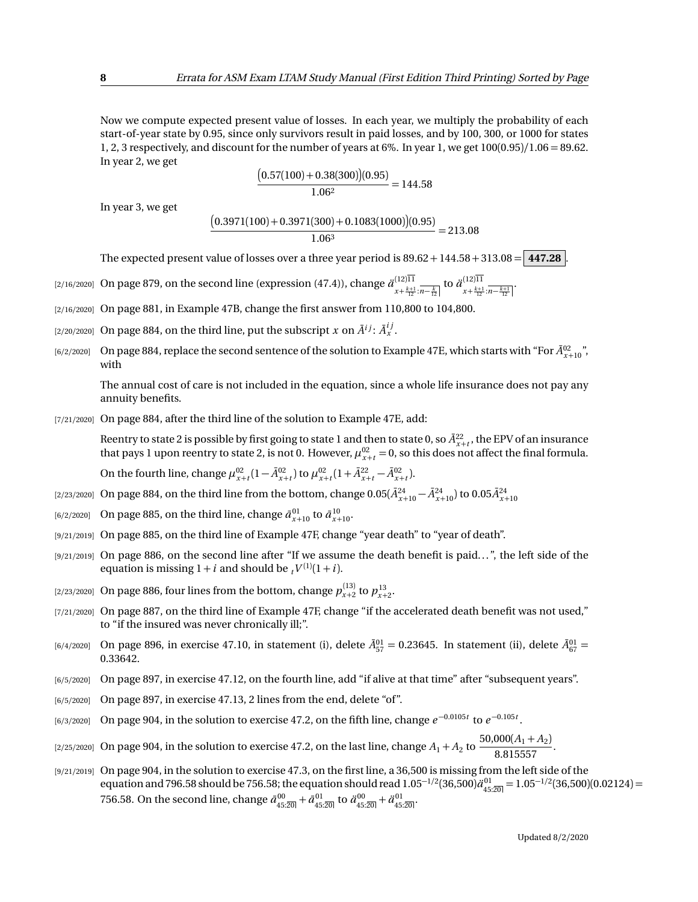Now we compute expected present value of losses. In each year, we multiply the probability of each start-of-year state by 0.95, since only survivors result in paid losses, and by 100, 300, or 1000 for states 1, 2, 3 respectively, and discount for the number of years at 6%. In year 1, we get $100(0.95)/1.06 = 89.62$. In year 2, we get

$$\frac{\big(0.57(100) + 0.38(300)\big)(0.95)}{1.06^2} = 144.58$$

In year 3, we get

$$\frac{\big(0.3971(100) + 0.3971(300) + 0.1083(1000)\big)(0.95)}{1.06^3} = 213.08$$

The expected present value of losses over a three year period is $89.62 + 144.58 + 313.08 = \boxed{\mathbf{447.28}}$.

[2/16/2020] On page 879, on the second line (expression (47.4)), change $\ddot{a}^{(12)\overline{11}}_{x+\frac{k+1}{12}:\overline{n-\frac{k}{12}}|}$ to $\ddot{a}^{(12)\overline{11}}_{x+\frac{k+1}{12}:\overline{n-\frac{k+1}{12}}|}$.

[2/16/2020] On page 881, in Example 47B, change the first answer from 110,800 to 104,800.

[2/20/2020] On page 884, on the third line, put the subscript $x$ on $\bar{A}^{ij}$: $\bar{A}^{ij}_x$.

[6/2/2020] On page 884, replace the second sentence of the solution to Example 47E, which starts with "For $\bar{A}^{02}_{x+10}$", with

The annual cost of care is not included in the equation, since a whole life insurance does not pay any annuity benefits.

[7/21/2020] On page 884, after the third line of the solution to Example 47E, add:

Reentry to state 2 is possible by first going to state 1 and then to state 0, so $\bar{A}^{22}_{x+t}$, the EPV of an insurance that pays 1 upon reentry to state 2, is not 0. However, $\mu^{02}_{x+t} = 0$, so this does not affect the final formula.

On the fourth line, change $\mu^{02}_{x+t}(1 - \bar{A}^{02}_{x+t})$ to $\mu^{02}_{x+t}(1 + \bar{A}^{22}_{x+t} - \bar{A}^{02}_{x+t})$.

[2/23/2020] On page 884, on the third line from the bottom, change $0.05(\bar{A}^{24}_{x+10} - \bar{A}^{24}_{x+10})$ to $0.05\bar{A}^{24}_{x+10}$

[6/2/2020] On page 885, on the third line, change $\bar{a}^{01}_{x+10}$ to $\bar{a}^{10}_{x+10}$.

[9/21/2019] On page 885, on the third line of Example 47F, change "year death" to "year of death".

[9/21/2019] On page 886, on the second line after "If we assume the death benefit is paid...", the left side of the equation is missing $1 + i$ and should be ${}_tV^{(1)}(1+i)$.

[2/23/2020] On page 886, four lines from the bottom, change $p^{(13)}_{x+2}$ to $p^{13}_{x+2}$.

[7/21/2020] On page 887, on the third line of Example 47F, change "if the accelerated death benefit was not used," to "if the insured was never chronically ill;".

[6/4/2020] On page 896, in exercise 47.10, in statement (i), delete $\bar{A}^{01}_{57} = 0.23645$. In statement (ii), delete $\bar{A}^{01}_{67} = 0.33642$.

[6/5/2020] On page 897, in exercise 47.12, on the fourth line, add "if alive at that time" after "subsequent years".

[6/5/2020] On page 897, in exercise 47.13, 2 lines from the end, delete "of".

[6/3/2020] On page 904, in the solution to exercise 47.2, on the fifth line, change $e^{-0.0105t}$ to $e^{-0.105t}$.

[2/25/2020] On page 904, in the solution to exercise 47.2, on the last line, change $A_1 + A_2$ to $\dfrac{50{,}000(A_1 + A_2)}{8.815557}$.

[9/21/2019] On page 904, in the solution to exercise 47.3, on the first line, a 36,500 is missing from the left side of the equation and 796.58 should be 756.58; the equation should read $1.05^{-1/2}(36{,}500)\ddot{a}^{01}_{45:\overline{20}|} = 1.05^{-1/2}(36{,}500)(0.02124) = 756.58$. On the second line, change $\bar{a}^{00}_{45:\overline{20}|} + \bar{a}^{01}_{45:\overline{20}|}$ to $\ddot{a}^{00}_{45:\overline{20}|} + \ddot{a}^{01}_{45:\overline{20}|}$.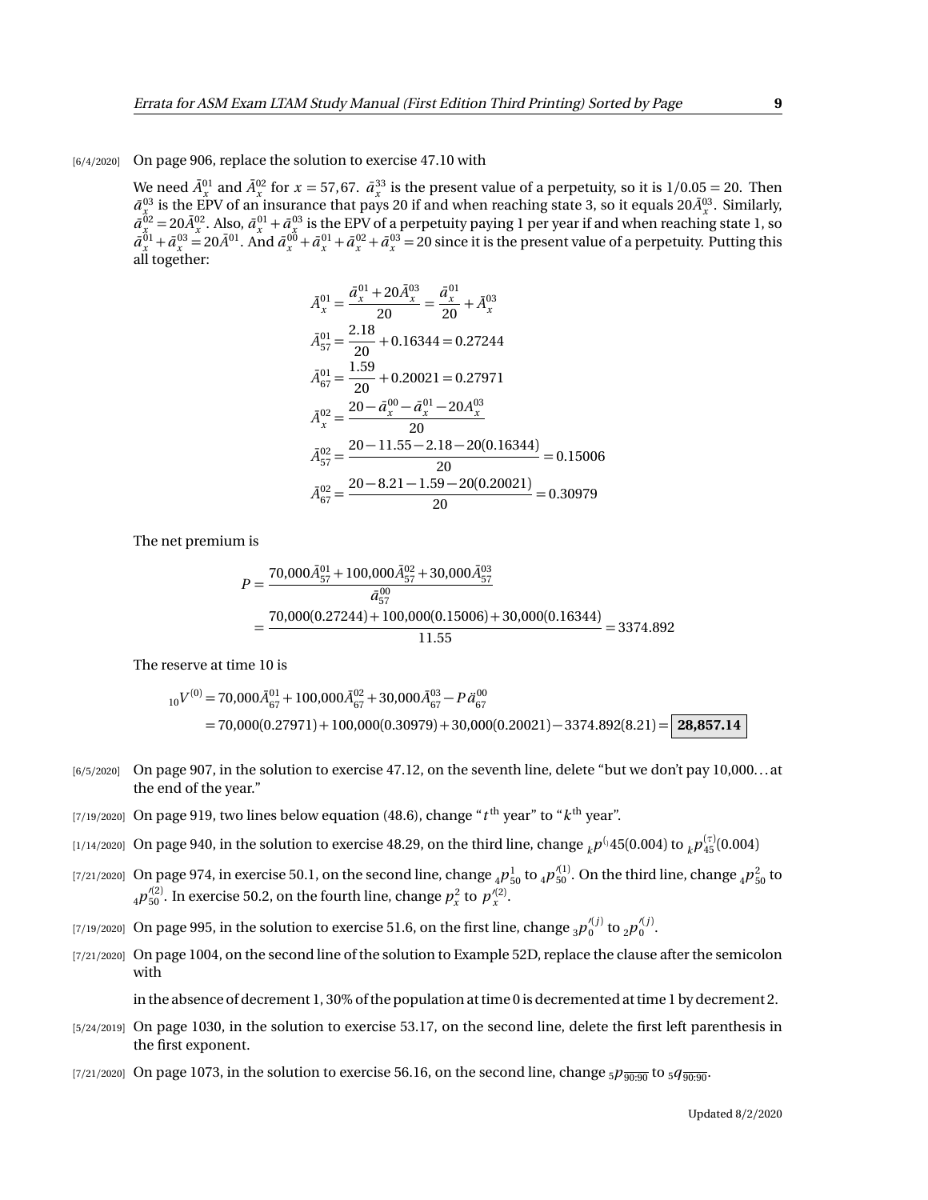[6/4/2020] On page 906, replace the solution to exercise 47.10 with

We need $\bar{A}_x^{01}$ and $\bar{A}_x^{02}$ for $x = 57, 67$. $\bar{a}_x^{33}$ is the present value of a perpetuity, so it is $1/0.05 = 20$. Then $\bar{a}_x^{03}$ is the EPV of an insurance that pays 20 if and when reaching state 3, so it equals $20\bar{A}_x^{03}$. Similarly, $\bar{a}_x^{02} = 20\bar{A}_x^{02}$. Also, $\bar{a}_x^{01} + \bar{a}_x^{03}$ is the EPV of a perpetuity paying 1 per year if and when reaching state 1, so $\bar{a}_x^{01} + \bar{a}_x^{03} = 20\bar{A}^{01}$. And $\bar{a}_x^{00} + \bar{a}_x^{01} + \bar{a}_x^{02} + \bar{a}_x^{03} = 20$ since it is the present value of a perpetuity. Putting this all together:

$$\bar{A}_x^{01} = \frac{\bar{a}_x^{01} + 20\bar{A}_x^{03}}{20} = \frac{\bar{a}_x^{01}}{20} + \bar{A}_x^{03}$$

$$\bar{A}_{57}^{01} = \frac{2.18}{20} + 0.16344 = 0.27244$$

$$\bar{A}_{67}^{01} = \frac{1.59}{20} + 0.20021 = 0.27971$$

$$\bar{A}_x^{02} = \frac{20 - \bar{a}_x^{00} - \bar{a}_x^{01} - 20A_x^{03}}{20}$$

$$\bar{A}_{57}^{02} = \frac{20 - 11.55 - 2.18 - 20(0.16344)}{20} = 0.15006$$

$$\bar{A}_{67}^{02} = \frac{20 - 8.21 - 1.59 - 20(0.20021)}{20} = 0.30979$$

The net premium is

$$P = \frac{70{,}000\bar{A}_{57}^{01} + 100{,}000\bar{A}_{57}^{02} + 30{,}000\bar{A}_{57}^{03}}{\bar{a}_{57}^{00}}$$
$$= \frac{70{,}000(0.27244) + 100{,}000(0.15006) + 30{,}000(0.16344)}{11.55} = 3374.892$$

The reserve at time 10 is

$${}_{10}V^{(0)} = 70{,}000\bar{A}_{67}^{01} + 100{,}000\bar{A}_{67}^{02} + 30{,}000\bar{A}_{67}^{03} - P\,\ddot{a}_{67}^{00}$$
$$= 70{,}000(0.27971) + 100{,}000(0.30979) + 30{,}000(0.20021) - 3374.892(8.21) = \boxed{\mathbf{28{,}857.14}}$$

[6/5/2020] On page 907, in the solution to exercise 47.12, on the seventh line, delete "but we don't pay 10,000... at the end of the year."

[7/19/2020] On page 919, two lines below equation (48.6), change "$t^{\text{th}}$ year" to "$k^{\text{th}}$ year".

[1/14/2020] On page 940, in the solution to exercise 48.29, on the third line, change ${}_kp^{()}45(0.004)$ to ${}_kp_{45}^{(\tau)}(0.004)$

[7/21/2020] On page 974, in exercise 50.1, on the second line, change ${}_4p_{50}^{1}$ to ${}_4p_{50}^{\prime(1)}$. On the third line, change ${}_4p_{50}^{2}$ to ${}_4p_{50}^{\prime(2)}$. In exercise 50.2, on the fourth line, change $p_x^2$ to $p_x^{\prime(2)}$.

[7/19/2020] On page 995, in the solution to exercise 51.6, on the first line, change ${}_3p_0^{\prime(j)}$ to ${}_2p_0^{\prime(j)}$.

[7/21/2020] On page 1004, on the second line of the solution to Example 52D, replace the clause after the semicolon with

in the absence of decrement 1, 30% of the population at time 0 is decremented at time 1 by decrement 2.

[5/24/2019] On page 1030, in the solution to exercise 53.17, on the second line, delete the first left parenthesis in the first exponent.

[7/21/2020] On page 1073, in the solution to exercise 56.16, on the second line, change ${}_5p_{\overline{90:90}}$ to ${}_5q_{\overline{90:90}}$.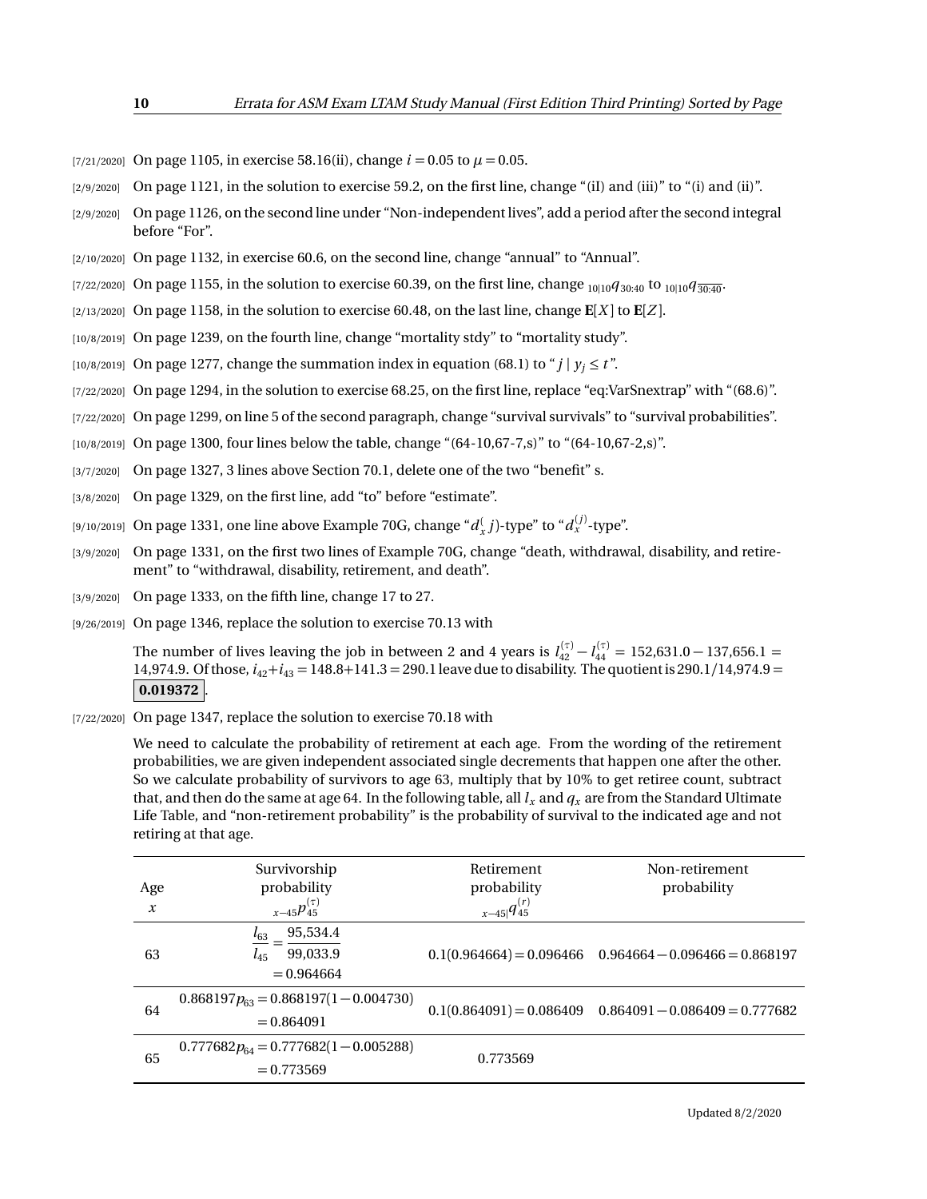[7/21/2020] On page 1105, in exercise 58.16(ii), change $i = 0.05$ to $\mu = 0.05$.

[2/9/2020] On page 1121, in the solution to exercise 59.2, on the first line, change "(iI) and (iii)" to "(i) and (ii)".

[2/9/2020] On page 1126, on the second line under "Non-independent lives", add a period after the second integral before "For".

[2/10/2020] On page 1132, in exercise 60.6, on the second line, change "annual" to "Annual".

[7/22/2020] On page 1155, in the solution to exercise 60.39, on the first line, change ${}_{10|10}q_{30:40}$ to ${}_{10|10}q_{\overline{30:40}}$.

[2/13/2020] On page 1158, in the solution to exercise 60.48, on the last line, change $\mathbf{E}[X]$ to $\mathbf{E}[Z]$.

[10/8/2019] On page 1239, on the fourth line, change "mortality stdy" to "mortality study".

[10/8/2019] On page 1277, change the summation index in equation (68.1) to "$j \mid y_j \le t$".

[7/22/2020] On page 1294, in the solution to exercise 68.25, on the first line, replace "eq:VarSnextrap" with "(68.6)".

[7/22/2020] On page 1299, on line 5 of the second paragraph, change "survival survivals" to "survival probabilities".

[10/8/2019] On page 1300, four lines below the table, change "(64-10,67-7,s)" to "(64-10,67-2,s)".

[3/7/2020] On page 1327, 3 lines above Section 70.1, delete one of the two "benefit" s.

[3/8/2020] On page 1329, on the first line, add "to" before "estimate".

[9/10/2019] On page 1331, one line above Example 70G, change "$d_x^{(} j)$-type" to "$d_x^{(j)}$-type".

[3/9/2020] On page 1331, on the first two lines of Example 70G, change "death, withdrawal, disability, and retirement" to "withdrawal, disability, retirement, and death".

[3/9/2020] On page 1333, on the fifth line, change 17 to 27.

[9/26/2019] On page 1346, replace the solution to exercise 70.13 with

The number of lives leaving the job in between 2 and 4 years is $l_{42}^{(\tau)} - l_{44}^{(\tau)} = 152{,}631.0 - 137{,}656.1 = 14{,}974.9$. Of those, $i_{42} + i_{43} = 148.8 + 141.3 = 290.1$ leave due to disability. The quotient is $290.1/14{,}974.9 =$ **0.019372**.

[7/22/2020] On page 1347, replace the solution to exercise 70.18 with

We need to calculate the probability of retirement at each age. From the wording of the retirement probabilities, we are given independent associated single decrements that happen one after the other. So we calculate probability of survivors to age 63, multiply that by 10% to get retiree count, subtract that, and then do the same at age 64. In the following table, all $l_x$ and $q_x$ are from the Standard Ultimate Life Table, and "non-retirement probability" is the probability of survival to the indicated age and not retiring at that age.

| Age $x$ | Survivorship probability ${}_{x-45}p_{45}^{(\tau)}$ | Retirement probability ${}_{x-45|}q_{45}^{(r)}$ | Non-retirement probability |
|---|---|---|---|
| 63 | $\dfrac{l_{63}}{l_{45}} = \dfrac{95{,}534.4}{99{,}033.9} = 0.964664$ | $0.1(0.964664) = 0.096466$ | $0.964664 - 0.096466 = 0.868197$ |
| 64 | $0.868197 p_{63} = 0.868197(1 - 0.004730) = 0.864091$ | $0.1(0.864091) = 0.086409$ | $0.864091 - 0.086409 = 0.777682$ |
| 65 | $0.777682 p_{64} = 0.777682(1 - 0.005288) = 0.773569$ | 0.773569 | |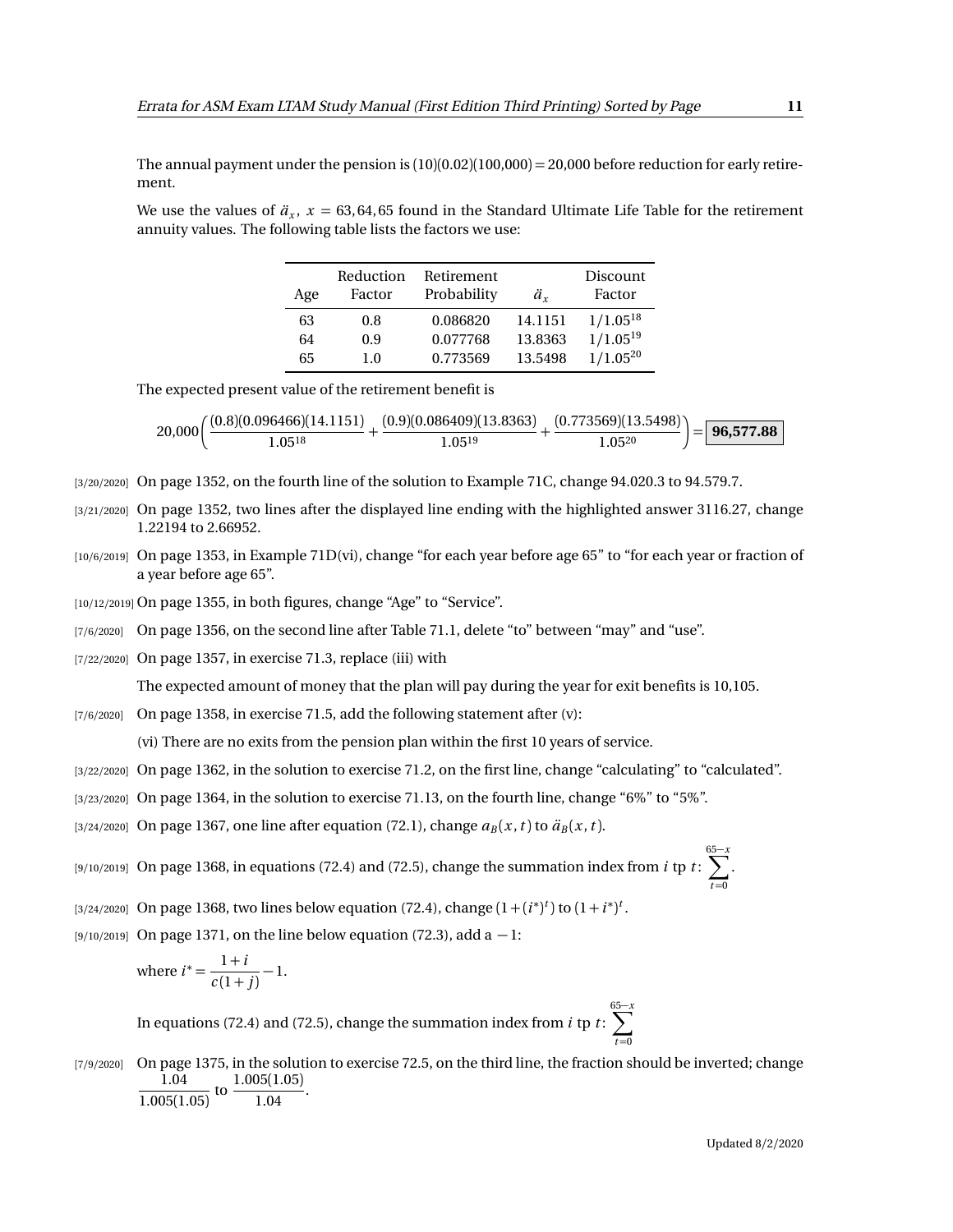The annual payment under the pension is (10)(0.02)(100,000) = 20,000 before reduction for early retirement.

We use the values of $\ddot{a}_x$, $x = 63, 64, 65$ found in the Standard Ultimate Life Table for the retirement annuity values. The following table lists the factors we use:

| Age | Reduction Factor | Retirement Probability | $\ddot{a}_x$ | Discount Factor |
|---|---|---|---|---|
| 63 | 0.8 | 0.086820 | 14.1151 | $1/1.05^{18}$ |
| 64 | 0.9 | 0.077768 | 13.8363 | $1/1.05^{19}$ |
| 65 | 1.0 | 0.773569 | 13.5498 | $1/1.05^{20}$ |

The expected present value of the retirement benefit is

$$20{,}000\left(\frac{(0.8)(0.096466)(14.1151)}{1.05^{18}} + \frac{(0.9)(0.086409)(13.8363)}{1.05^{19}} + \frac{(0.773569)(13.5498)}{1.05^{20}}\right) = \boxed{\mathbf{96{,}577.88}}$$

[3/20/2020] On page 1352, on the fourth line of the solution to Example 71C, change 94.020.3 to 94.579.7.

[3/21/2020] On page 1352, two lines after the displayed line ending with the highlighted answer 3116.27, change 1.22194 to 2.66952.

[10/6/2019] On page 1353, in Example 71D(vi), change "for each year before age 65" to "for each year or fraction of a year before age 65".

[10/12/2019] On page 1355, in both figures, change "Age" to "Service".

[7/6/2020] On page 1356, on the second line after Table 71.1, delete "to" between "may" and "use".

[7/22/2020] On page 1357, in exercise 71.3, replace (iii) with

The expected amount of money that the plan will pay during the year for exit benefits is 10,105.

[7/6/2020] On page 1358, in exercise 71.5, add the following statement after (v):

(vi) There are no exits from the pension plan within the first 10 years of service.

[3/22/2020] On page 1362, in the solution to exercise 71.2, on the first line, change "calculating" to "calculated".

[3/23/2020] On page 1364, in the solution to exercise 71.13, on the fourth line, change "6%" to "5%".

[3/24/2020] On page 1367, one line after equation (72.1), change $a_B(x,t)$ to $\ddot{a}_B(x,t)$.

[9/10/2019] On page 1368, in equations (72.4) and (72.5), change the summation index from $i$ tp $t$: $\sum_{t=0}^{65-x}$.

[3/24/2020] On page 1368, two lines below equation (72.4), change $(1+(i^*)^t)$ to $(1+i^*)^t$.

[9/10/2019] On page 1371, on the line below equation (72.3), add a $-1$:

where $i^* = \dfrac{1+i}{c(1+j)} - 1$.

In equations (72.4) and (72.5), change the summation index from $i$ tp $t$: $\sum_{t=0}^{65-x}$

[7/9/2020] On page 1375, in the solution to exercise 72.5, on the third line, the fraction should be inverted; change $\dfrac{1.04}{1.005(1.05)}$ to $\dfrac{1.005(1.05)}{1.04}$.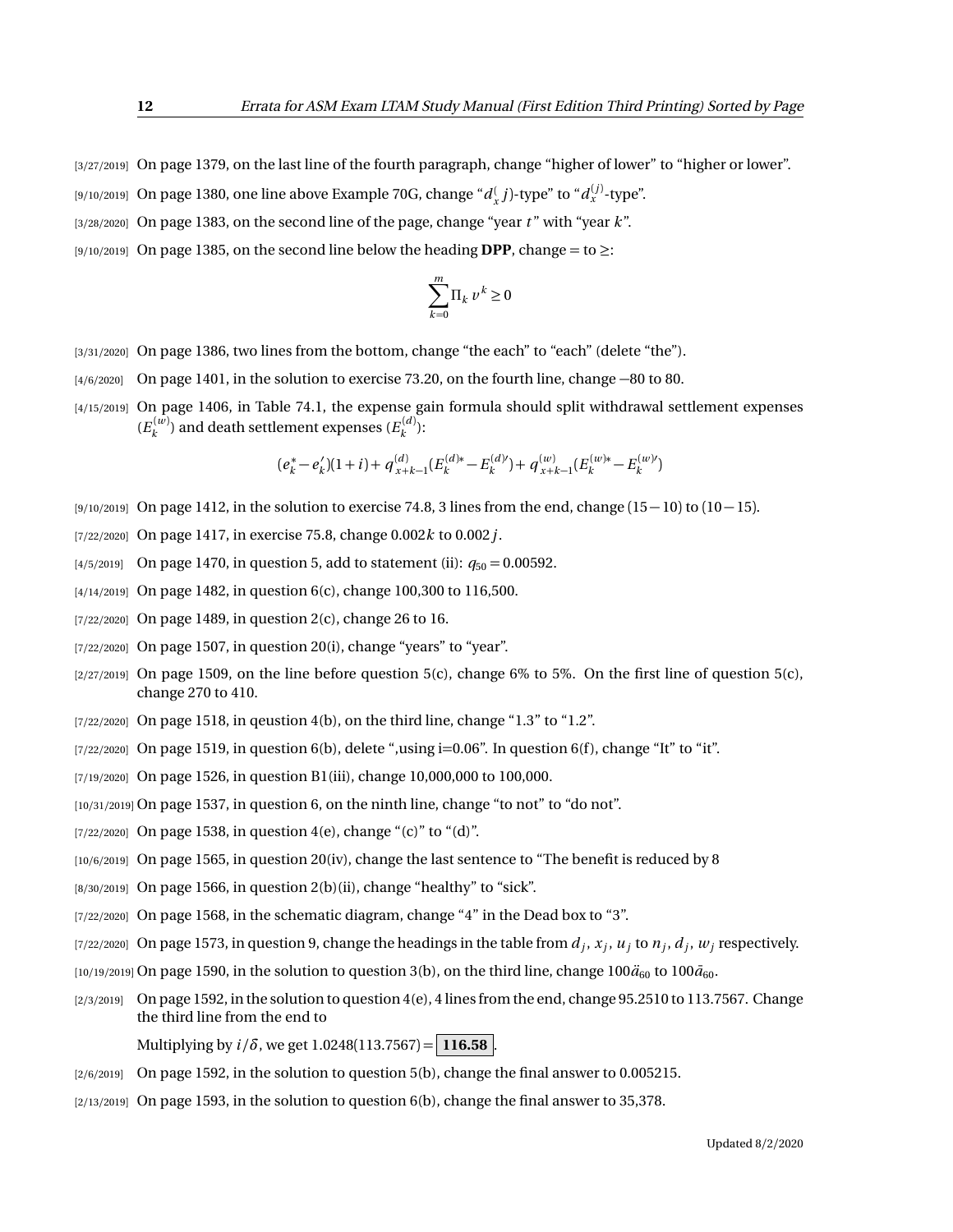[3/27/2019] On page 1379, on the last line of the fourth paragraph, change "higher of lower" to "higher or lower".

[9/10/2019] On page 1380, one line above Example 70G, change "$d_x^( j)$-type" to "$d_x^{(j)}$-type".

[3/28/2020] On page 1383, on the second line of the page, change "year $t$" with "year $k$".

[9/10/2019] On page 1385, on the second line below the heading **DPP**, change = to ≥:

$$\sum_{k=0}^{m} \Pi_k \, v^k \geq 0$$

[3/31/2020] On page 1386, two lines from the bottom, change "the each" to "each" (delete "the").

[4/6/2020] On page 1401, in the solution to exercise 73.20, on the fourth line, change −80 to 80.

[4/15/2019] On page 1406, in Table 74.1, the expense gain formula should split withdrawal settlement expenses ($E_k^{(w)}$) and death settlement expenses ($E_k^{(d)}$):

$$(e_k^* - e_k')(1+i) + q_{x+k-1}^{(d)}(E_k^{(d)*} - E_k^{(d)\prime}) + q_{x+k-1}^{(w)}(E_k^{(w)*} - E_k^{(w)\prime})$$

[9/10/2019] On page 1412, in the solution to exercise 74.8, 3 lines from the end, change (15 − 10) to (10 − 15).

[7/22/2020] On page 1417, in exercise 75.8, change $0.002k$ to $0.002j$.

[4/5/2019] On page 1470, in question 5, add to statement (ii): $q_{50} = 0.00592$.

[4/14/2019] On page 1482, in question 6(c), change 100,300 to 116,500.

[7/22/2020] On page 1489, in question 2(c), change 26 to 16.

[7/22/2020] On page 1507, in question 20(i), change "years" to "year".

[2/27/2019] On page 1509, on the line before question 5(c), change 6% to 5%. On the first line of question 5(c), change 270 to 410.

[7/22/2020] On page 1518, in qeustion 4(b), on the third line, change "1.3" to "1.2".

[7/22/2020] On page 1519, in question 6(b), delete ",using i=0.06". In question 6(f), change "It" to "it".

[7/19/2020] On page 1526, in question B1(iii), change 10,000,000 to 100,000.

[10/31/2019] On page 1537, in question 6, on the ninth line, change "to not" to "do not".

[7/22/2020] On page 1538, in question 4(e), change "(c)" to "(d)".

[10/6/2019] On page 1565, in question 20(iv), change the last sentence to "The benefit is reduced by 8

[8/30/2019] On page 1566, in question 2(b)(ii), change "healthy" to "sick".

[7/22/2020] On page 1568, in the schematic diagram, change "4" in the Dead box to "3".

[7/22/2020] On page 1573, in question 9, change the headings in the table from $d_j$, $x_j$, $u_j$ to $n_j$, $d_j$, $w_j$ respectively.

[10/19/2019] On page 1590, in the solution to question 3(b), on the third line, change $100\ddot{a}_{60}$ to $100\bar{a}_{60}$.

[2/3/2019] On page 1592, in the solution to question 4(e), 4 lines from the end, change 95.2510 to 113.7567. Change the third line from the end to

Multiplying by $i/\delta$, we get 1.0248(113.7567) = **116.58**.

[2/6/2019] On page 1592, in the solution to question 5(b), change the final answer to 0.005215.

[2/13/2019] On page 1593, in the solution to question 6(b), change the final answer to 35,378.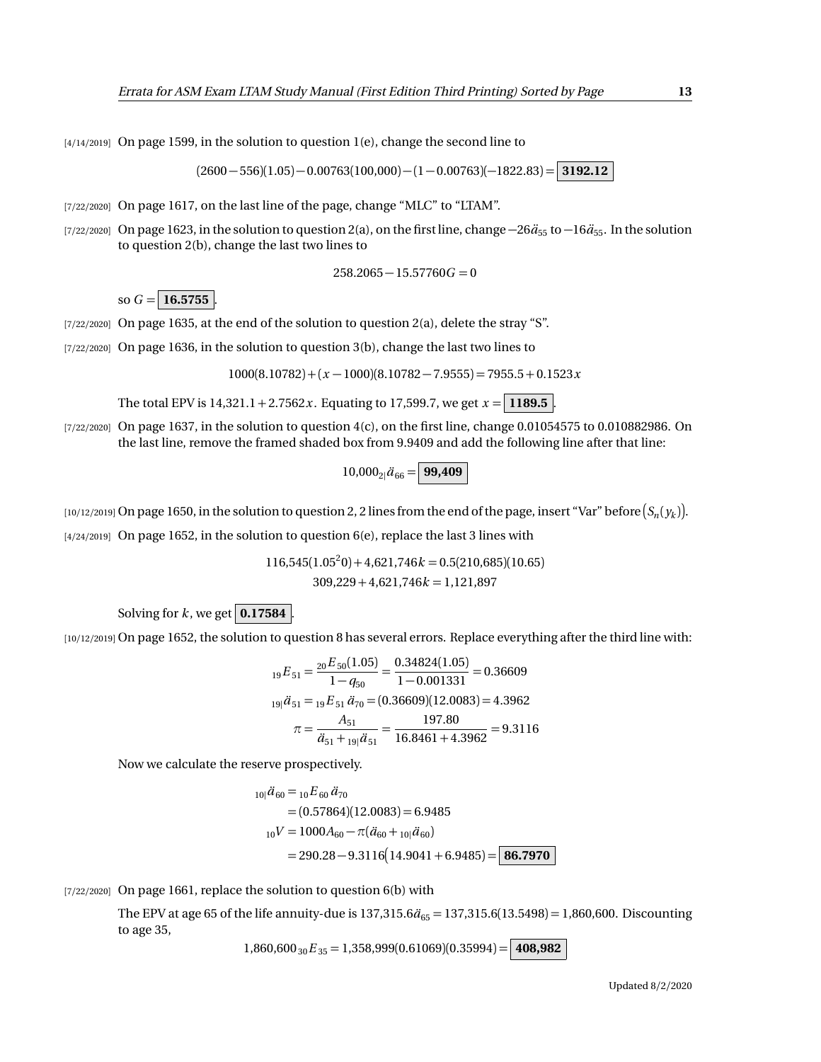[4/14/2019] On page 1599, in the solution to question 1(e), change the second line to

$$(2600-556)(1.05)-0.00763(100{,}000)-(1-0.00763)(-1822.83)=\boxed{\mathbf{3192.12}}$$

[7/22/2020] On page 1617, on the last line of the page, change "MLC" to "LTAM".

[7/22/2020] On page 1623, in the solution to question 2(a), on the first line, change $-26\ddot{a}_{55}$ to $-16\ddot{a}_{55}$. In the solution to question 2(b), change the last two lines to

$$258.2065-15.57760G=0$$

so $G=\boxed{\mathbf{16.5755}}$.

[7/22/2020] On page 1635, at the end of the solution to question 2(a), delete the stray "S".

[7/22/2020] On page 1636, in the solution to question 3(b), change the last two lines to

$$1000(8.10782)+(x-1000)(8.10782-7.9555)=7955.5+0.1523x$$

The total EPV is $14{,}321.1+2.7562x$. Equating to 17,599.7, we get $x=\boxed{\mathbf{1189.5}}$.

[7/22/2020] On page 1637, in the solution to question 4(c), on the first line, change 0.01054575 to 0.010882986. On the last line, remove the framed shaded box from 9.9409 and add the following line after that line:

$$10{,}000\,{}_{2|}\ddot{a}_{66}=\boxed{\mathbf{99{,}409}}$$

[10/12/2019] On page 1650, in the solution to question 2, 2 lines from the end of the page, insert "Var" before $\big(S_n(y_k)\big)$.

[4/24/2019] On page 1652, in the solution to question 6(e), replace the last 3 lines with

$$116{,}545(1.05^20)+4{,}621{,}746k=0.5(210{,}685)(10.65)$$
$$309{,}229+4{,}621{,}746k=1{,}121{,}897$$

Solving for $k$, we get $\boxed{\mathbf{0.17584}}$.

[10/12/2019] On page 1652, the solution to question 8 has several errors. Replace everything after the third line with:

$$
\begin{aligned}
{}_{19}E_{51}&=\frac{{}_{20}E_{50}(1.05)}{1-q_{50}}=\frac{0.34824(1.05)}{1-0.001331}=0.36609\\
{}_{19|}\ddot{a}_{51}&={}_{19}E_{51}\,\ddot{a}_{70}=(0.36609)(12.0083)=4.3962\\
\pi&=\frac{A_{51}}{\ddot{a}_{51}+{}_{19|}\ddot{a}_{51}}=\frac{197.80}{16.8461+4.3962}=9.3116
\end{aligned}
$$

Now we calculate the reserve prospectively.

$$
\begin{aligned}
{}_{10|}\ddot{a}_{60}&={}_{10}E_{60}\,\ddot{a}_{70}\\
&=(0.57864)(12.0083)=6.9485\\
{}_{10}V&=1000A_{60}-\pi(\ddot{a}_{60}+{}_{10|}\ddot{a}_{60})\\
&=290.28-9.3116\big(14.9041+6.9485\big)=\boxed{\mathbf{86.7970}}
\end{aligned}
$$

[7/22/2020] On page 1661, replace the solution to question 6(b) with

The EPV at age 65 of the life annuity-due is $137{,}315.6\ddot{a}_{65}=137{,}315.6(13.5498)=1{,}860{,}600$. Discounting to age 35,

$$1{,}860{,}600\,{}_{30}E_{35}=1{,}358{,}999(0.61069)(0.35994)=\boxed{\mathbf{408{,}982}}$$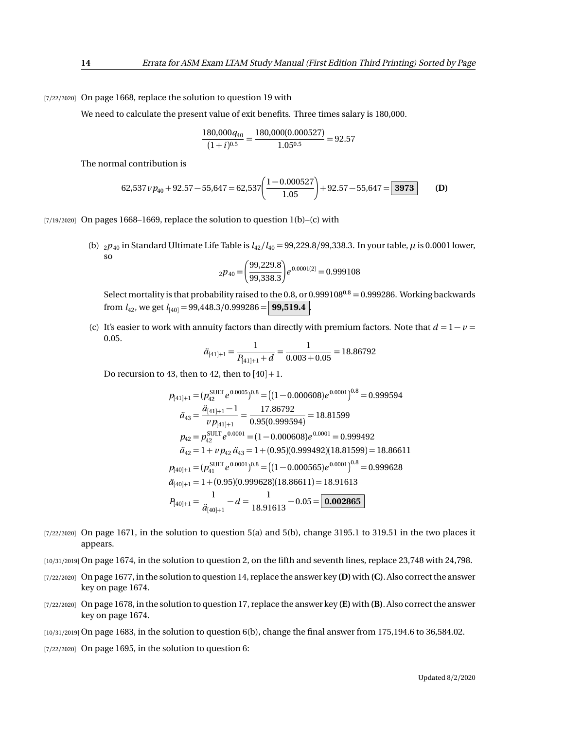[7/22/2020] On page 1668, replace the solution to question 19 with

We need to calculate the present value of exit benefits. Three times salary is 180,000.

$$\frac{180{,}000 q_{40}}{(1+i)^{0.5}} = \frac{180{,}000(0.000527)}{1.05^{0.5}} = 92.57$$

The normal contribution is

$$62{,}537\, v\, p_{40} + 92.57 - 55{,}647 = 62{,}537\left(\frac{1-0.000527}{1.05}\right) + 92.57 - 55{,}647 = \boxed{\mathbf{3973}} \qquad \textbf{(D)}$$

[7/19/2020] On pages 1668–1669, replace the solution to question 1(b)–(c) with

(b) ${}_2p_{40}$ in Standard Ultimate Life Table is $l_{42}/l_{40} = 99{,}229.8/99{,}338.3$. In your table, $\mu$ is 0.0001 lower, so

$${}_2p_{40} = \left(\frac{99{,}229.8}{99{,}338.3}\right)e^{0.0001(2)} = 0.999108$$

Select mortality is that probability raised to the 0.8, or $0.999108^{0.8} = 0.999286$. Working backwards from $l_{42}$, we get $l_{[40]} = 99{,}448.3/0.999286 = \boxed{\mathbf{99{,}519.4}}$.

(c) It's easier to work with annuity factors than directly with premium factors. Note that $d = 1 - v = 0.05$.

$$\ddot{a}_{[41]+1} = \frac{1}{P_{[41]+1} + d} = \frac{1}{0.003 + 0.05} = 18.86792$$

Do recursion to 43, then to 42, then to $[40]+1$.

$$p_{[41]+1} = (p_{42}^{\text{SULT}} e^{0.0005})^{0.8} = \left((1-0.000608)e^{0.0001}\right)^{0.8} = 0.999594$$

$$\ddot{a}_{43} = \frac{\ddot{a}_{[41]+1} - 1}{v\, p_{[41]+1}} = \frac{17.86792}{0.95(0.999594)} = 18.81599$$

$$p_{42} = p_{42}^{\text{SULT}} e^{0.0001} = (1-0.000608)e^{0.0001} = 0.999492$$

$$\ddot{a}_{42} = 1 + v\, p_{42}\, \ddot{a}_{43} = 1 + (0.95)(0.999492)(18.81599) = 18.86611$$

$$p_{[40]+1} = (p_{41}^{\text{SULT}} e^{0.0001})^{0.8} = \left((1-0.000565)e^{0.0001}\right)^{0.8} = 0.999628$$

$$\ddot{a}_{[40]+1} = 1 + (0.95)(0.999628)(18.86611) = 18.91613$$

$$P_{[40]+1} = \frac{1}{\ddot{a}_{[40]+1}} - d = \frac{1}{18.91613} - 0.05 = \boxed{\mathbf{0.002865}}$$

[7/22/2020] On page 1671, in the solution to question 5(a) and 5(b), change 3195.1 to 319.51 in the two places it appears.

[10/31/2019] On page 1674, in the solution to question 2, on the fifth and seventh lines, replace 23,748 with 24,798.

[7/22/2020] On page 1677, in the solution to question 14, replace the answer key **(D)** with **(C)**. Also correct the answer key on page 1674.

[7/22/2020] On page 1678, in the solution to question 17, replace the answer key **(E)** with **(B)**. Also correct the answer key on page 1674.

[10/31/2019] On page 1683, in the solution to question 6(b), change the final answer from 175,194.6 to 36,584.02.

[7/22/2020] On page 1695, in the solution to question 6: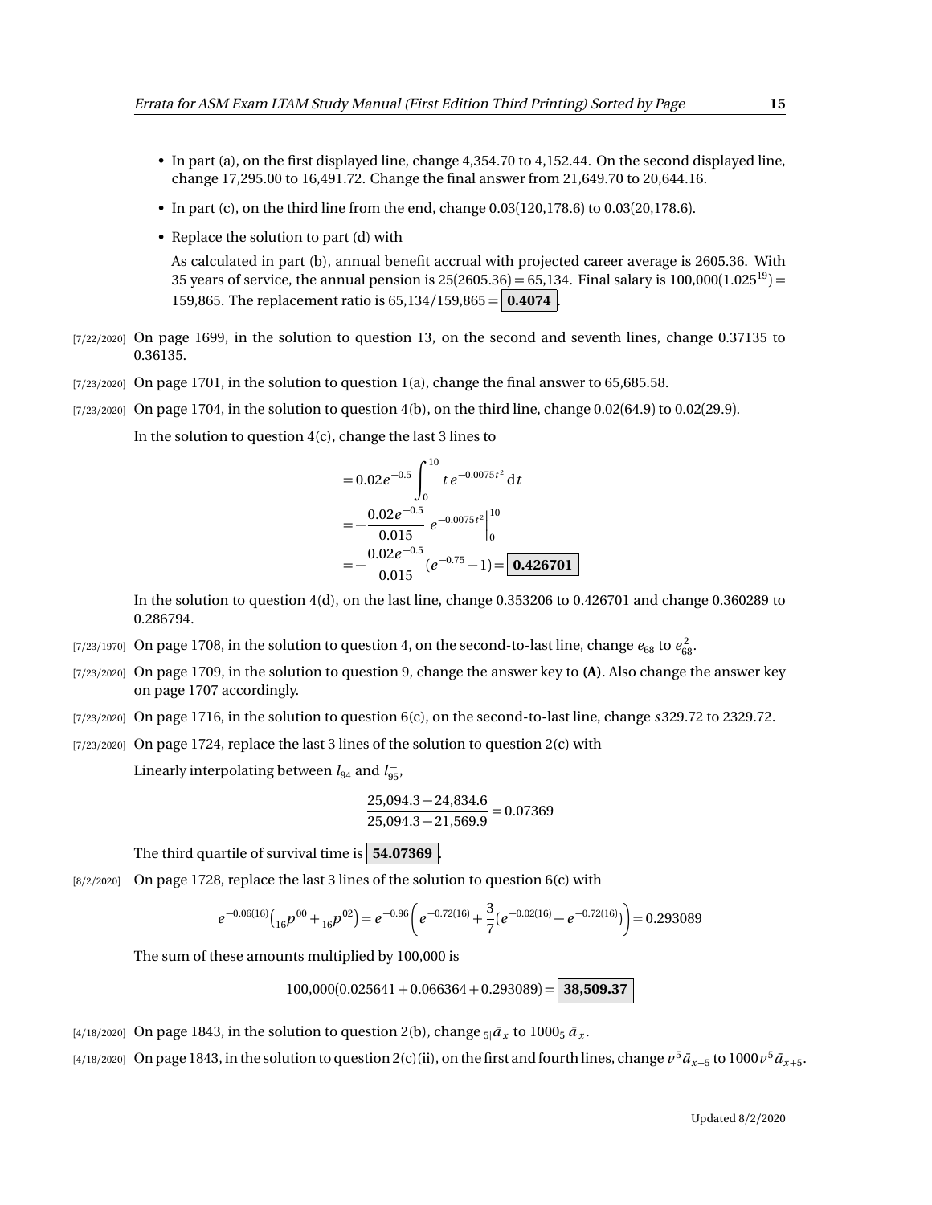- In part (a), on the first displayed line, change 4,354.70 to 4,152.44. On the second displayed line, change 17,295.00 to 16,491.72. Change the final answer from 21,649.70 to 20,644.16.
- In part (c), on the third line from the end, change 0.03(120,178.6) to 0.03(20,178.6).
- Replace the solution to part (d) with

  As calculated in part (b), annual benefit accrual with projected career average is 2605.36. With 35 years of service, the annual pension is 25(2605.36) = 65,134. Final salary is $100{,}000(1.025^{19}) =$ 159,865. The replacement ratio is 65,134/159,865 = **0.4074**.

[7/22/2020] On page 1699, in the solution to question 13, on the second and seventh lines, change 0.37135 to 0.36135.

[7/23/2020] On page 1701, in the solution to question 1(a), change the final answer to 65,685.58.

[7/23/2020] On page 1704, in the solution to question 4(b), on the third line, change 0.02(64.9) to 0.02(29.9).

In the solution to question 4(c), change the last 3 lines to

$$
\begin{aligned}
&= 0.02e^{-0.5}\int_0^{10} t\,e^{-0.0075t^2}\,\mathrm{d}t \\
&= -\frac{0.02e^{-0.5}}{0.015}\; e^{-0.0075t^2}\Big|_0^{10} \\
&= -\frac{0.02e^{-0.5}}{0.015}(e^{-0.75}-1) = \boxed{\mathbf{0.426701}}
\end{aligned}
$$

In the solution to question 4(d), on the last line, change 0.353206 to 0.426701 and change 0.360289 to 0.286794.

[7/23/1970] On page 1708, in the solution to question 4, on the second-to-last line, change $e_{68}$ to $e_{68}^2$.

[7/23/2020] On page 1709, in the solution to question 9, change the answer key to **(A)**. Also change the answer key on page 1707 accordingly.

[7/23/2020] On page 1716, in the solution to question 6(c), on the second-to-last line, change *s*329.72 to 2329.72.

[7/23/2020] On page 1724, replace the last 3 lines of the solution to question 2(c) with

Linearly interpolating between $l_{94}$ and $l_{95}^-$,

$$
\frac{25{,}094.3-24{,}834.6}{25{,}094.3-21{,}569.9} = 0.07369
$$

The third quartile of survival time is **54.07369**.

[8/2/2020] On page 1728, replace the last 3 lines of the solution to question 6(c) with

$$
e^{-0.06(16)}\left({}_{16}p^{00} + {}_{16}p^{02}\right) = e^{-0.96}\left(e^{-0.72(16)} + \frac{3}{7}(e^{-0.02(16)} - e^{-0.72(16)})\right) = 0.293089
$$

The sum of these amounts multiplied by 100,000 is

$$
100{,}000(0.025641 + 0.066364 + 0.293089) = \boxed{\mathbf{38{,}509.37}}
$$

[4/18/2020] On page 1843, in the solution to question 2(b), change ${}_{5|}\bar{a}_x$ to $1000\,{}_{5|}\bar{a}_x$.

[4/18/2020] On page 1843, in the solution to question 2(c)(ii), on the first and fourth lines, change $v^5\bar{a}_{x+5}$ to $1000v^5\bar{a}_{x+5}$.